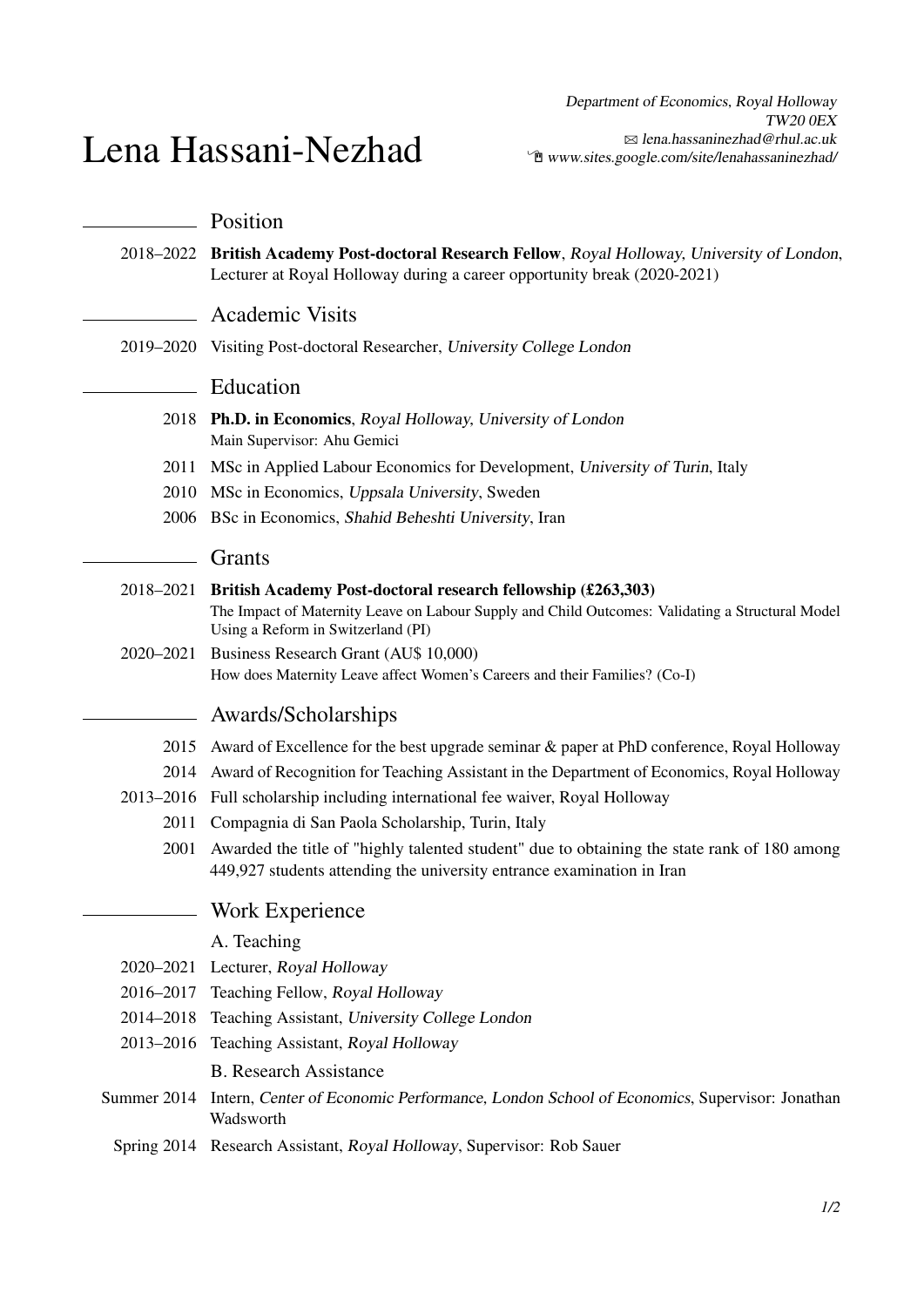# Lena Hassani-Nezhad

*Department of Economics, Royal Holloway*
*TW20 0EX*
✉ *lena.hassaninezhad@rhul.ac.uk*
*www.sites.google.com/site/lenahassaninezhad/*

## Position

2018–2022 **British Academy Post-doctoral Research Fellow**, *Royal Holloway, University of London*, Lecturer at Royal Holloway during a career opportunity break (2020-2021)

## Academic Visits

2019–2020 Visiting Post-doctoral Researcher, *University College London*

## Education

2018 **Ph.D. in Economics**, *Royal Holloway, University of London*
Main Supervisor: Ahu Gemici

2011 MSc in Applied Labour Economics for Development, *University of Turin*, Italy

2010 MSc in Economics, *Uppsala University*, Sweden

2006 BSc in Economics, *Shahid Beheshti University*, Iran

## Grants

2018–2021 **British Academy Post-doctoral research fellowship (£263,303)**
The Impact of Maternity Leave on Labour Supply and Child Outcomes: Validating a Structural Model Using a Reform in Switzerland (PI)

2020–2021 Business Research Grant (AU$ 10,000)
How does Maternity Leave affect Women's Careers and their Families? (Co-I)

## Awards/Scholarships

2015 Award of Excellence for the best upgrade seminar & paper at PhD conference, Royal Holloway

2014 Award of Recognition for Teaching Assistant in the Department of Economics, Royal Holloway

2013–2016 Full scholarship including international fee waiver, Royal Holloway

2011 Compagnia di San Paola Scholarship, Turin, Italy

2001 Awarded the title of "highly talented student" due to obtaining the state rank of 180 among 449,927 students attending the university entrance examination in Iran

## Work Experience

### A. Teaching

2020–2021 Lecturer, *Royal Holloway*

2016–2017 Teaching Fellow, *Royal Holloway*

2014–2018 Teaching Assistant, *University College London*

2013–2016 Teaching Assistant, *Royal Holloway*

### B. Research Assistance

Summer 2014 Intern, *Center of Economic Performance, London School of Economics*, Supervisor: Jonathan Wadsworth

Spring 2014 Research Assistant, *Royal Holloway*, Supervisor: Rob Sauer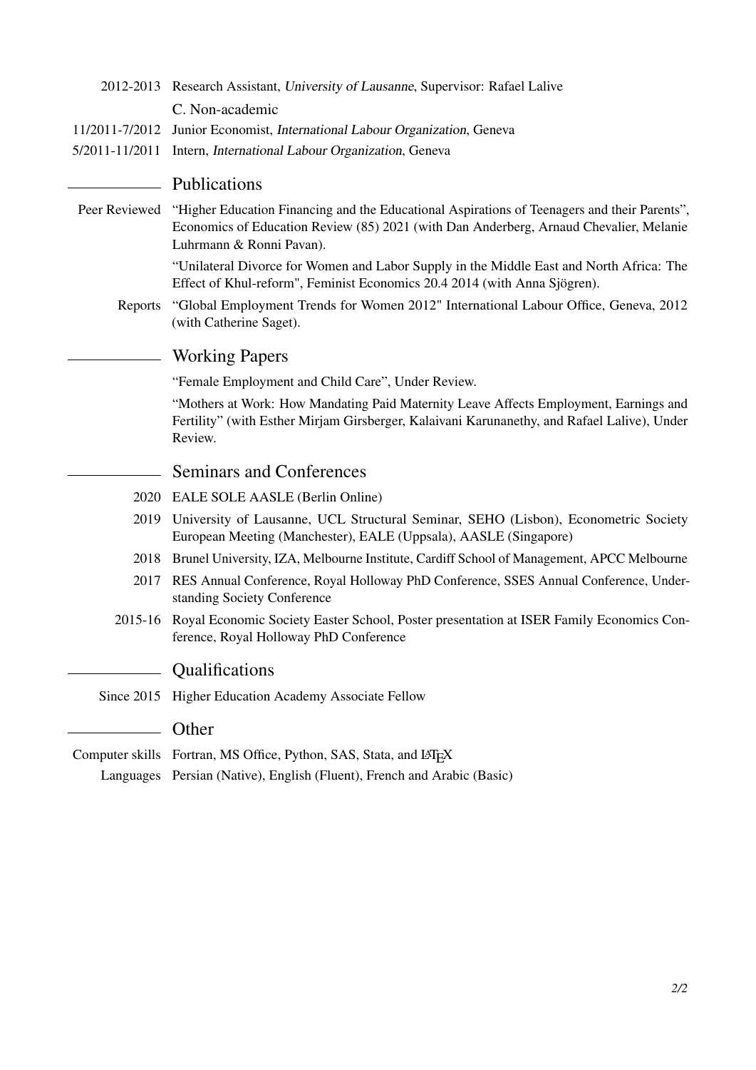2012-2013 Research Assistant, *University of Lausanne*, Supervisor: Rafael Lalive

C. Non-academic

11/2011-7/2012 Junior Economist, *International Labour Organization*, Geneva

5/2011-11/2011 Intern, *International Labour Organization*, Geneva

## Publications

**Peer Reviewed**

"Higher Education Financing and the Educational Aspirations of Teenagers and their Parents", Economics of Education Review (85) 2021 (with Dan Anderberg, Arnaud Chevalier, Melanie Luhrmann & Ronni Pavan).

"Unilateral Divorce for Women and Labor Supply in the Middle East and North Africa: The Effect of Khul-reform", Feminist Economics 20.4 2014 (with Anna Sjögren).

**Reports**

"Global Employment Trends for Women 2012" International Labour Office, Geneva, 2012 (with Catherine Saget).

## Working Papers

"Female Employment and Child Care", Under Review.

"Mothers at Work: How Mandating Paid Maternity Leave Affects Employment, Earnings and Fertility" (with Esther Mirjam Girsberger, Kalaivani Karunanethy, and Rafael Lalive), Under Review.

## Seminars and Conferences

2020 EALE SOLE AASLE (Berlin Online)

2019 University of Lausanne, UCL Structural Seminar, SEHO (Lisbon), Econometric Society European Meeting (Manchester), EALE (Uppsala), AASLE (Singapore)

2018 Brunel University, IZA, Melbourne Institute, Cardiff School of Management, APCC Melbourne

2017 RES Annual Conference, Royal Holloway PhD Conference, SSES Annual Conference, Understanding Society Conference

2015-16 Royal Economic Society Easter School, Poster presentation at ISER Family Economics Conference, Royal Holloway PhD Conference

## Qualifications

Since 2015 Higher Education Academy Associate Fellow

## Other

Computer skills: Fortran, MS Office, Python, SAS, Stata, and LaTeX

Languages: Persian (Native), English (Fluent), French and Arabic (Basic)